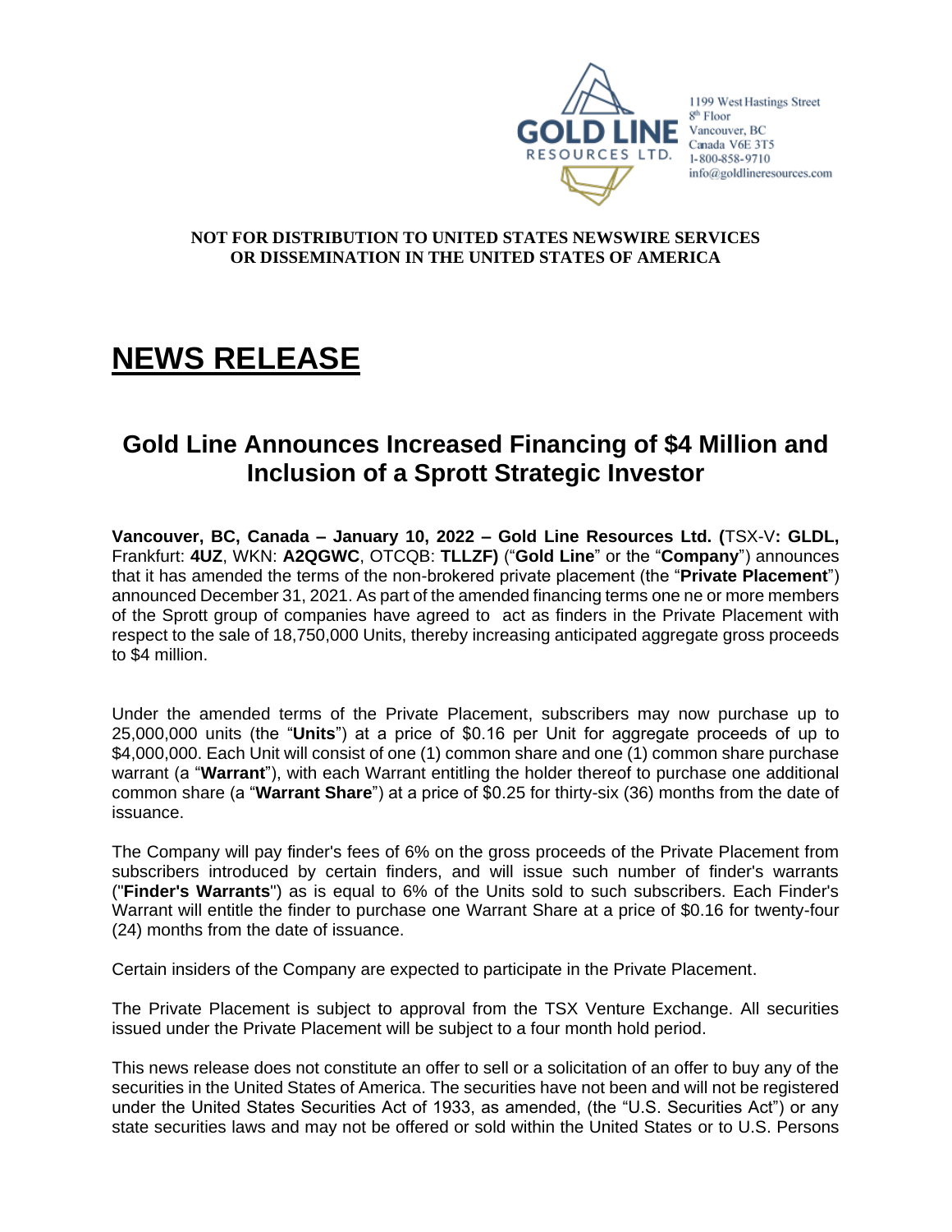GOLD LINE RESOURCES LTD.

1199 West Hastings Street
8th Floor
Vancouver, BC
Canada V6E 3T5
1-800-858-9710
info@goldlineresources.com

**NOT FOR DISTRIBUTION TO UNITED STATES NEWSWIRE SERVICES OR DISSEMINATION IN THE UNITED STATES OF AMERICA**

# NEWS RELEASE

## Gold Line Announces Increased Financing of $4 Million and Inclusion of a Sprott Strategic Investor

**Vancouver, BC, Canada – January 10, 2022 – Gold Line Resources Ltd. (**TSX-V**: GLDL,** Frankfurt: **4UZ**, WKN: **A2QGWC**, OTCQB: **TLLZF)** ("**Gold Line**" or the "**Company**") announces that it has amended the terms of the non-brokered private placement (the "**Private Placement**") announced December 31, 2021. As part of the amended financing terms one ne or more members of the Sprott group of companies have agreed to act as finders in the Private Placement with respect to the sale of 18,750,000 Units, thereby increasing anticipated aggregate gross proceeds to $4 million.

Under the amended terms of the Private Placement, subscribers may now purchase up to 25,000,000 units (the "**Units**") at a price of $0.16 per Unit for aggregate proceeds of up to $4,000,000. Each Unit will consist of one (1) common share and one (1) common share purchase warrant (a "**Warrant**"), with each Warrant entitling the holder thereof to purchase one additional common share (a "**Warrant Share**") at a price of $0.25 for thirty-six (36) months from the date of issuance.

The Company will pay finder's fees of 6% on the gross proceeds of the Private Placement from subscribers introduced by certain finders, and will issue such number of finder's warrants ("**Finder's Warrants**") as is equal to 6% of the Units sold to such subscribers. Each Finder's Warrant will entitle the finder to purchase one Warrant Share at a price of $0.16 for twenty-four (24) months from the date of issuance.

Certain insiders of the Company are expected to participate in the Private Placement.

The Private Placement is subject to approval from the TSX Venture Exchange. All securities issued under the Private Placement will be subject to a four month hold period.

This news release does not constitute an offer to sell or a solicitation of an offer to buy any of the securities in the United States of America. The securities have not been and will not be registered under the United States Securities Act of 1933, as amended, (the "U.S. Securities Act") or any state securities laws and may not be offered or sold within the United States or to U.S. Persons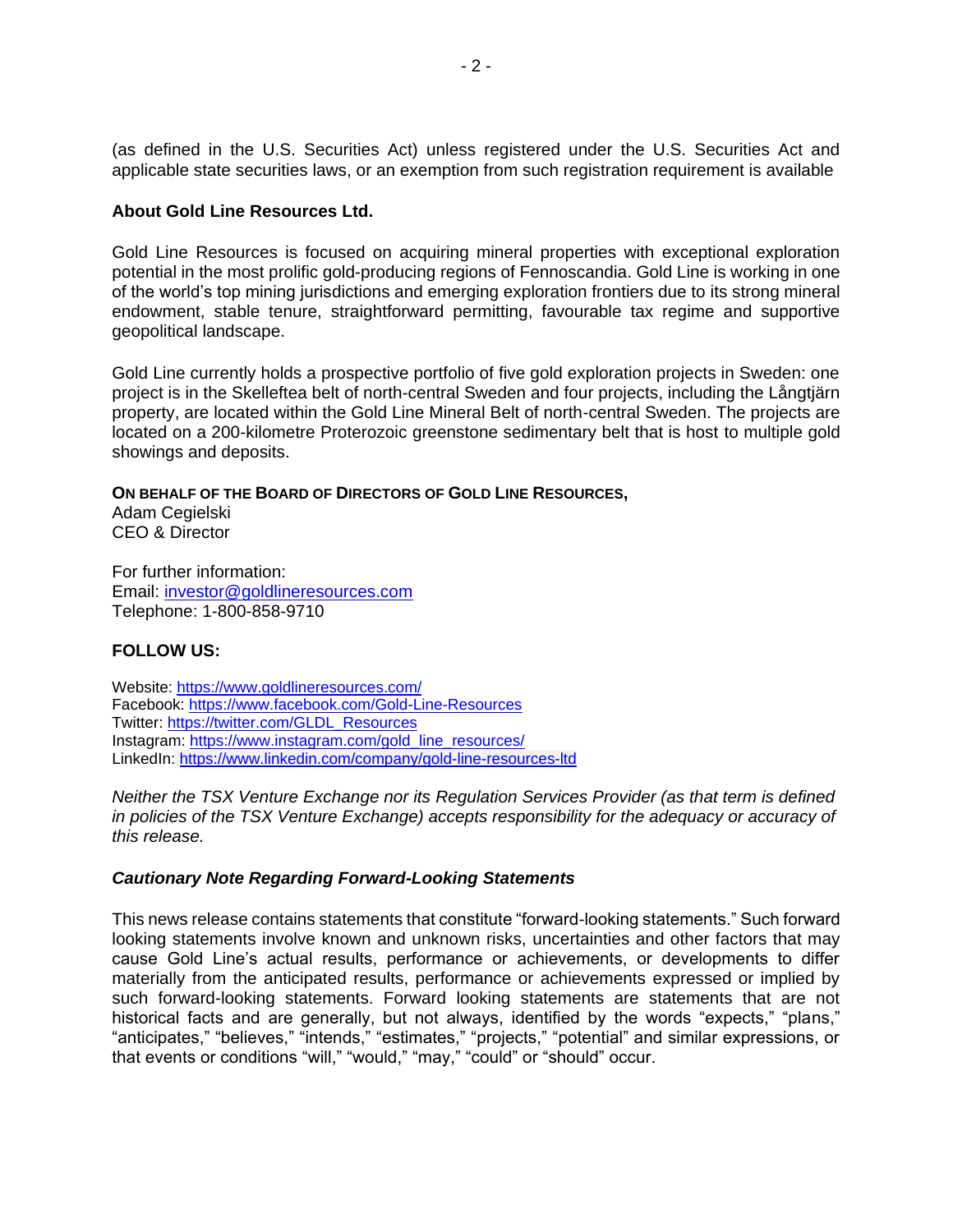(as defined in the U.S. Securities Act) unless registered under the U.S. Securities Act and applicable state securities laws, or an exemption from such registration requirement is available

**About Gold Line Resources Ltd.**

Gold Line Resources is focused on acquiring mineral properties with exceptional exploration potential in the most prolific gold-producing regions of Fennoscandia. Gold Line is working in one of the world's top mining jurisdictions and emerging exploration frontiers due to its strong mineral endowment, stable tenure, straightforward permitting, favourable tax regime and supportive geopolitical landscape.

Gold Line currently holds a prospective portfolio of five gold exploration projects in Sweden: one project is in the Skelleftea belt of north-central Sweden and four projects, including the Långtjärn property, are located within the Gold Line Mineral Belt of north-central Sweden. The projects are located on a 200-kilometre Proterozoic greenstone sedimentary belt that is host to multiple gold showings and deposits.

**ON BEHALF OF THE BOARD OF DIRECTORS OF GOLD LINE RESOURCES,**
Adam Cegielski
CEO & Director

For further information:
Email: investor@goldlineresources.com
Telephone: 1-800-858-9710

**FOLLOW US:**

Website: https://www.goldlineresources.com/
Facebook: https://www.facebook.com/Gold-Line-Resources
Twitter: https://twitter.com/GLDL_Resources
Instagram: https://www.instagram.com/gold_line_resources/
LinkedIn: https://www.linkedin.com/company/gold-line-resources-ltd

*Neither the TSX Venture Exchange nor its Regulation Services Provider (as that term is defined in policies of the TSX Venture Exchange) accepts responsibility for the adequacy or accuracy of this release.*

***Cautionary Note Regarding Forward-Looking Statements***

This news release contains statements that constitute "forward-looking statements." Such forward looking statements involve known and unknown risks, uncertainties and other factors that may cause Gold Line's actual results, performance or achievements, or developments to differ materially from the anticipated results, performance or achievements expressed or implied by such forward-looking statements. Forward looking statements are statements that are not historical facts and are generally, but not always, identified by the words "expects," "plans," "anticipates," "believes," "intends," "estimates," "projects," "potential" and similar expressions, or that events or conditions "will," "would," "may," "could" or "should" occur.